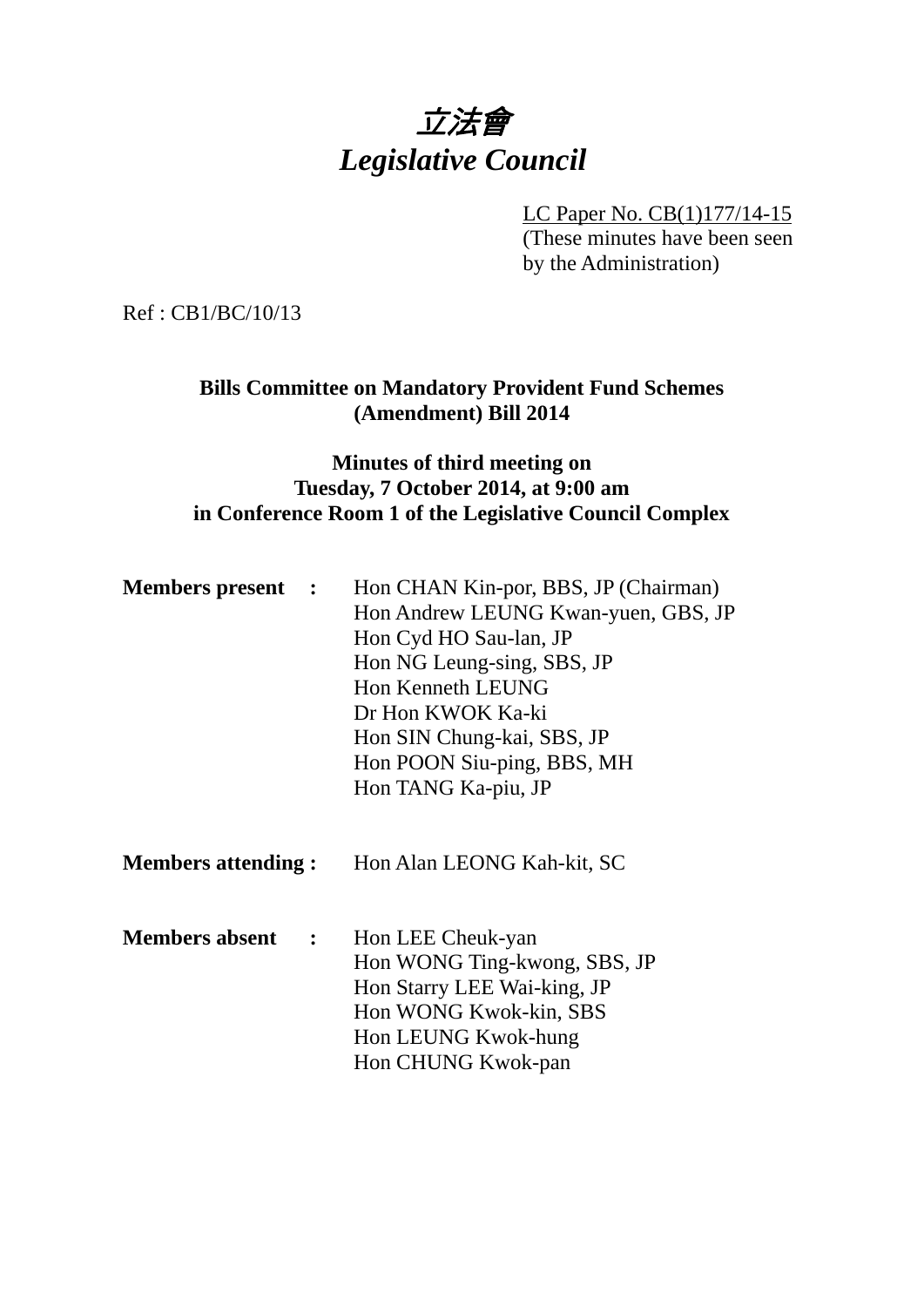# *立法會*
# *Legislative Council*

LC Paper No. CB(1)177/14-15
(These minutes have been seen by the Administration)

Ref : CB1/BC/10/13

**Bills Committee on Mandatory Provident Fund Schemes (Amendment) Bill 2014**

**Minutes of third meeting on Tuesday, 7 October 2014, at 9:00 am in Conference Room 1 of the Legislative Council Complex**

**Members present :**
Hon CHAN Kin-por, BBS, JP (Chairman)
Hon Andrew LEUNG Kwan-yuen, GBS, JP
Hon Cyd HO Sau-lan, JP
Hon NG Leung-sing, SBS, JP
Hon Kenneth LEUNG
Dr Hon KWOK Ka-ki
Hon SIN Chung-kai, SBS, JP
Hon POON Siu-ping, BBS, MH
Hon TANG Ka-piu, JP

**Members attending :**
Hon Alan LEONG Kah-kit, SC

**Members absent :**
Hon LEE Cheuk-yan
Hon WONG Ting-kwong, SBS, JP
Hon Starry LEE Wai-king, JP
Hon WONG Kwok-kin, SBS
Hon LEUNG Kwok-hung
Hon CHUNG Kwok-pan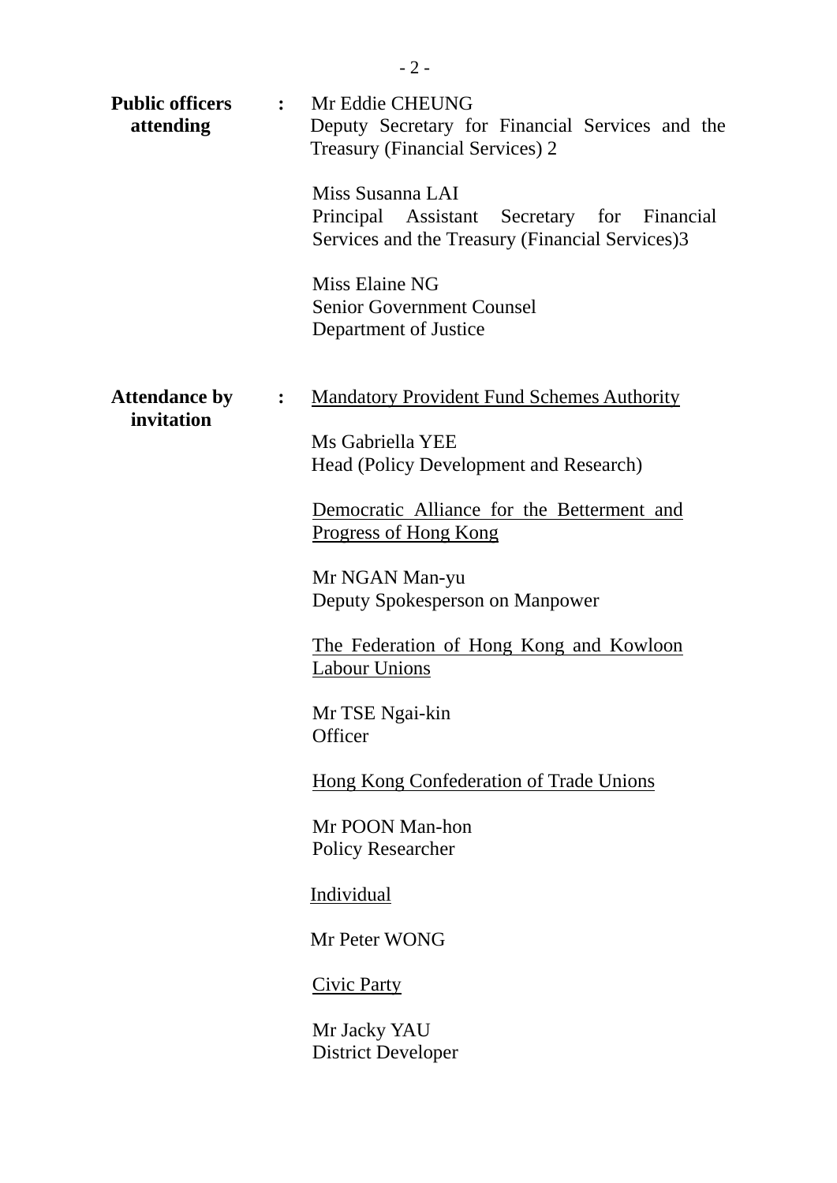**Public officers attending** : Mr Eddie CHEUNG
Deputy Secretary for Financial Services and the Treasury (Financial Services) 2

Miss Susanna LAI
Principal Assistant Secretary for Financial Services and the Treasury (Financial Services)3

Miss Elaine NG
Senior Government Counsel
Department of Justice

**Attendance by invitation** : <u>Mandatory Provident Fund Schemes Authority</u>

Ms Gabriella YEE
Head (Policy Development and Research)

<u>Democratic Alliance for the Betterment and Progress of Hong Kong</u>

Mr NGAN Man-yu
Deputy Spokesperson on Manpower

<u>The Federation of Hong Kong and Kowloon Labour Unions</u>

Mr TSE Ngai-kin
Officer

<u>Hong Kong Confederation of Trade Unions</u>

Mr POON Man-hon
Policy Researcher

<u>Individual</u>

Mr Peter WONG

<u>Civic Party</u>

Mr Jacky YAU
District Developer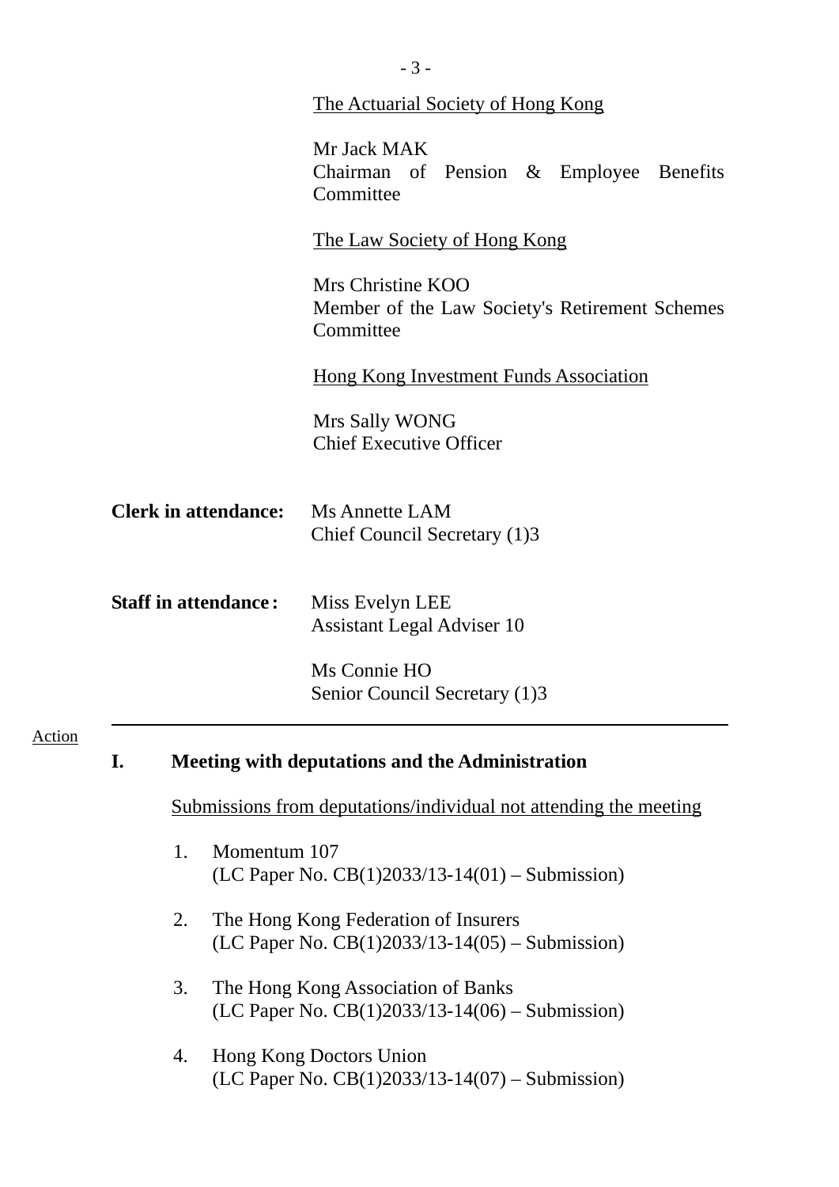<u>The Actuarial Society of Hong Kong</u>

Mr Jack MAK
Chairman of Pension & Employee Benefits Committee

<u>The Law Society of Hong Kong</u>

Mrs Christine KOO
Member of the Law Society's Retirement Schemes Committee

<u>Hong Kong Investment Funds Association</u>

Mrs Sally WONG
Chief Executive Officer

**Clerk in attendance:** Ms Annette LAM
Chief Council Secretary (1)3

**Staff in attendance:** Miss Evelyn LEE
Assistant Legal Adviser 10

Ms Connie HO
Senior Council Secretary (1)3

---

Action

## I. Meeting with deputations and the Administration

<u>Submissions from deputations/individual not attending the meeting</u>

1. Momentum 107
(LC Paper No. CB(1)2033/13-14(01) – Submission)

2. The Hong Kong Federation of Insurers
(LC Paper No. CB(1)2033/13-14(05) – Submission)

3. The Hong Kong Association of Banks
(LC Paper No. CB(1)2033/13-14(06) – Submission)

4. Hong Kong Doctors Union
(LC Paper No. CB(1)2033/13-14(07) – Submission)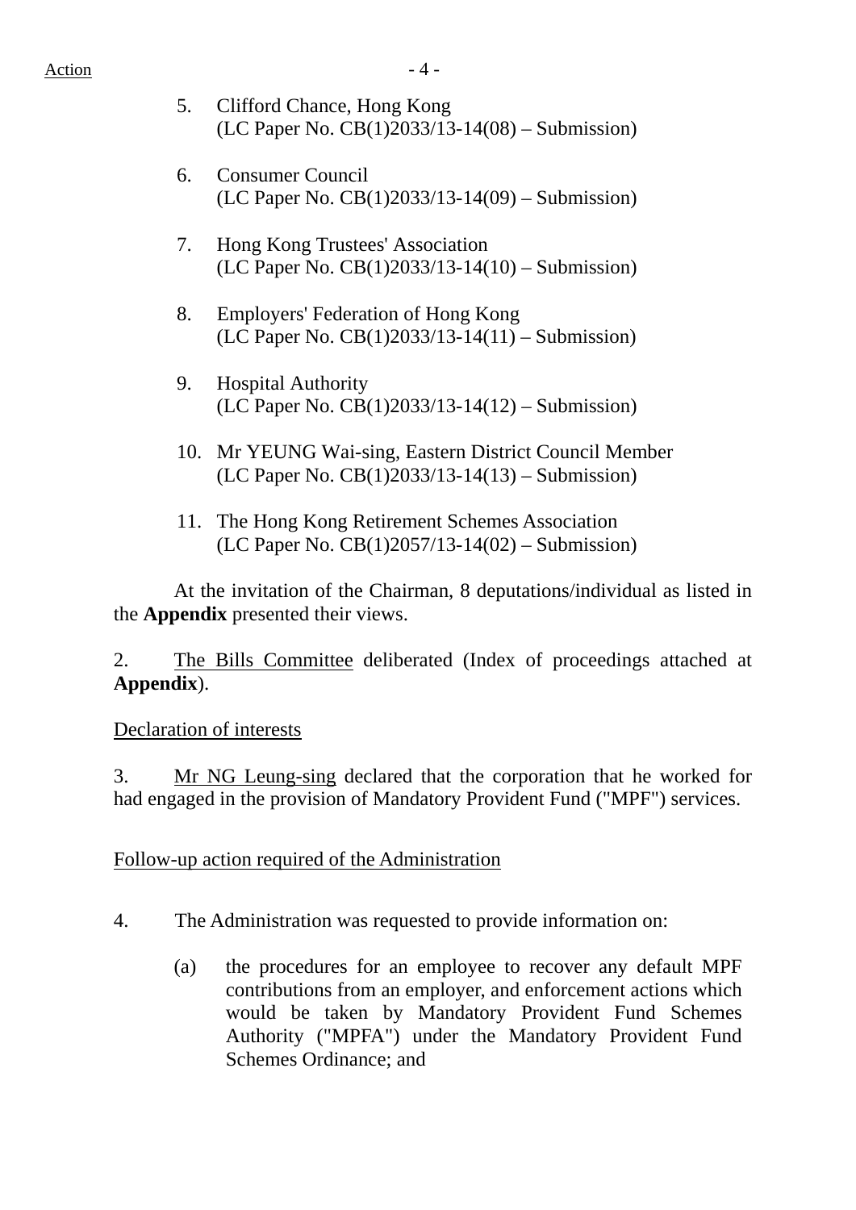5. Clifford Chance, Hong Kong
   (LC Paper No. CB(1)2033/13-14(08) – Submission)

6. Consumer Council
   (LC Paper No. CB(1)2033/13-14(09) – Submission)

7. Hong Kong Trustees' Association
   (LC Paper No. CB(1)2033/13-14(10) – Submission)

8. Employers' Federation of Hong Kong
   (LC Paper No. CB(1)2033/13-14(11) – Submission)

9. Hospital Authority
   (LC Paper No. CB(1)2033/13-14(12) – Submission)

10. Mr YEUNG Wai-sing, Eastern District Council Member
    (LC Paper No. CB(1)2033/13-14(13) – Submission)

11. The Hong Kong Retirement Schemes Association
    (LC Paper No. CB(1)2057/13-14(02) – Submission)

At the invitation of the Chairman, 8 deputations/individual as listed in the **Appendix** presented their views.

2. The Bills Committee deliberated (Index of proceedings attached at **Appendix**).

Declaration of interests

3. Mr NG Leung-sing declared that the corporation that he worked for had engaged in the provision of Mandatory Provident Fund ("MPF") services.

Follow-up action required of the Administration

4. The Administration was requested to provide information on:

(a) the procedures for an employee to recover any default MPF contributions from an employer, and enforcement actions which would be taken by Mandatory Provident Fund Schemes Authority ("MPFA") under the Mandatory Provident Fund Schemes Ordinance; and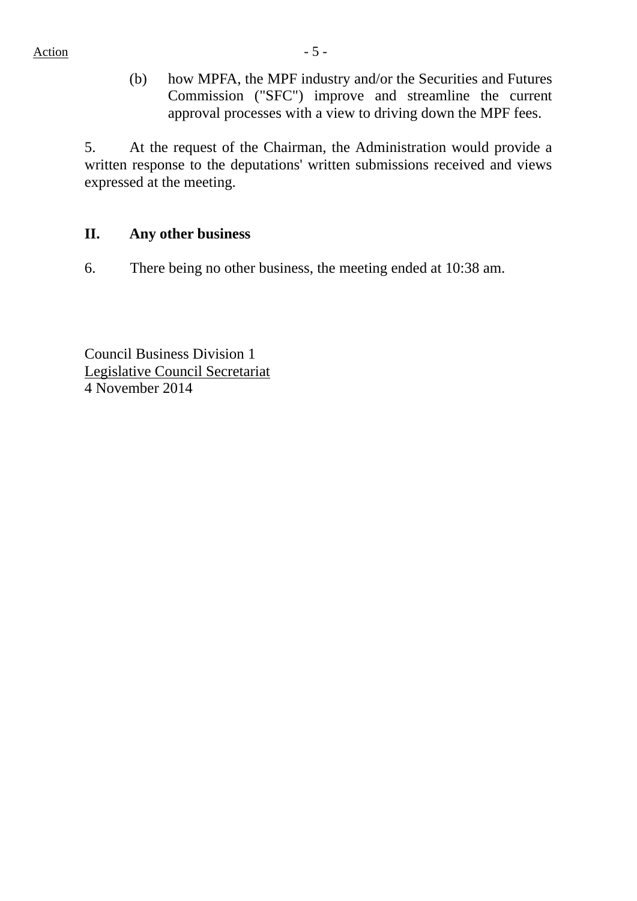(b) how MPFA, the MPF industry and/or the Securities and Futures Commission ("SFC") improve and streamline the current approval processes with a view to driving down the MPF fees.

5. At the request of the Chairman, the Administration would provide a written response to the deputations' written submissions received and views expressed at the meeting.

## II. Any other business

6. There being no other business, the meeting ended at 10:38 am.

Council Business Division 1
Legislative Council Secretariat
4 November 2014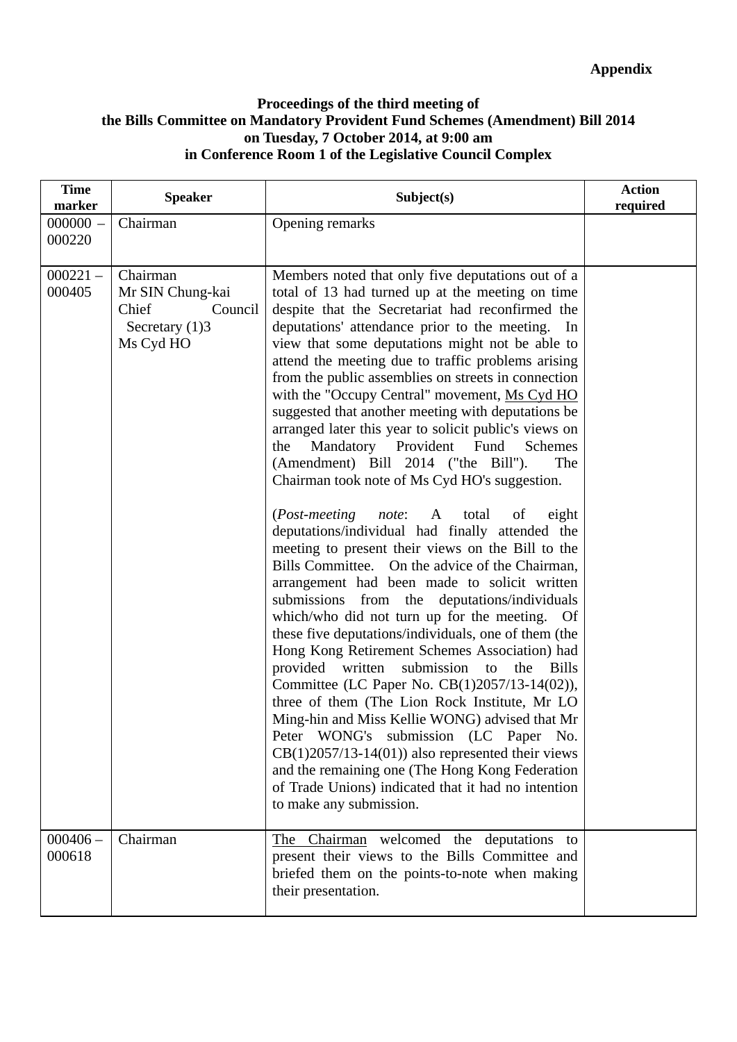**Appendix**

**Proceedings of the third meeting of the Bills Committee on Mandatory Provident Fund Schemes (Amendment) Bill 2014 on Tuesday, 7 October 2014, at 9:00 am in Conference Room 1 of the Legislative Council Complex**

| Time marker | Speaker | Subject(s) | Action required |
|---|---|---|---|
| 000000 – 000220 | Chairman | Opening remarks | |
| 000221 – 000405 | Chairman<br>Mr SIN Chung-kai<br>Chief Council Secretary (1)3<br>Ms Cyd HO | Members noted that only five deputations out of a total of 13 had turned up at the meeting on time despite that the Secretariat had reconfirmed the deputations' attendance prior to the meeting. In view that some deputations might not be able to attend the meeting due to traffic problems arising from the public assemblies on streets in connection with the "Occupy Central" movement, Ms Cyd HO suggested that another meeting with deputations be arranged later this year to solicit public's views on the Mandatory Provident Fund Schemes (Amendment) Bill 2014 ("the Bill"). The Chairman took note of Ms Cyd HO's suggestion.<br><br>(*Post-meeting note*: A total of eight deputations/individual had finally attended the meeting to present their views on the Bill to the Bills Committee. On the advice of the Chairman, arrangement had been made to solicit written submissions from the deputations/individuals which/who did not turn up for the meeting. Of these five deputations/individuals, one of them (the Hong Kong Retirement Schemes Association) had provided written submission to the Bills Committee (LC Paper No. CB(1)2057/13-14(02)), three of them (The Lion Rock Institute, Mr LO Ming-hin and Miss Kellie WONG) advised that Mr Peter WONG's submission (LC Paper No. CB(1)2057/13-14(01)) also represented their views and the remaining one (The Hong Kong Federation of Trade Unions) indicated that it had no intention to make any submission. | |
| 000406 – 000618 | Chairman | The Chairman welcomed the deputations to present their views to the Bills Committee and briefed them on the points-to-note when making their presentation. | |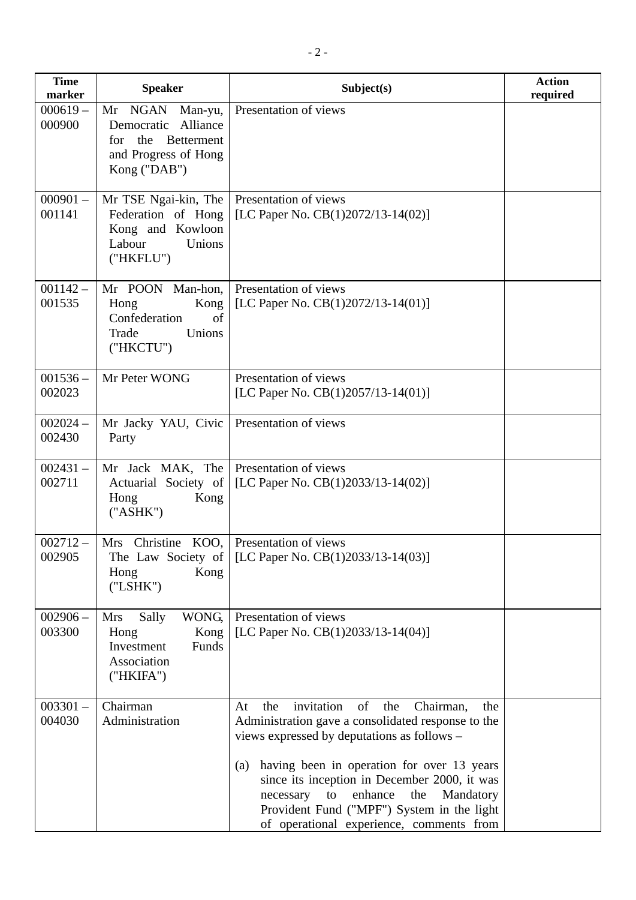| Time marker | Speaker | Subject(s) | Action required |
|---|---|---|---|
| 000619 – 000900 | Mr NGAN Man-yu, Democratic Alliance for the Betterment and Progress of Hong Kong ("DAB") | Presentation of views | |
| 000901 – 001141 | Mr TSE Ngai-kin, The Federation of Hong Kong and Kowloon Labour Unions ("HKFLU") | Presentation of views [LC Paper No. CB(1)2072/13-14(02)] | |
| 001142 – 001535 | Mr POON Man-hon, Hong Kong Confederation of Trade Unions ("HKCTU") | Presentation of views [LC Paper No. CB(1)2072/13-14(01)] | |
| 001536 – 002023 | Mr Peter WONG | Presentation of views [LC Paper No. CB(1)2057/13-14(01)] | |
| 002024 – 002430 | Mr Jacky YAU, Civic Party | Presentation of views | |
| 002431 – 002711 | Mr Jack MAK, The Actuarial Society of Hong Kong ("ASHK") | Presentation of views [LC Paper No. CB(1)2033/13-14(02)] | |
| 002712 – 002905 | Mrs Christine KOO, The Law Society of Hong Kong ("LSHK") | Presentation of views [LC Paper No. CB(1)2033/13-14(03)] | |
| 002906 – 003300 | Mrs Sally WONG, Hong Kong Investment Funds Association ("HKIFA") | Presentation of views [LC Paper No. CB(1)2033/13-14(04)] | |
| 003301 – 004030 | Chairman<br>Administration | At the invitation of the Chairman, the Administration gave a consolidated response to the views expressed by deputations as follows –<br><br>(a) having been in operation for over 13 years since its inception in December 2000, it was necessary to enhance the Mandatory Provident Fund ("MPF") System in the light of operational experience, comments from | |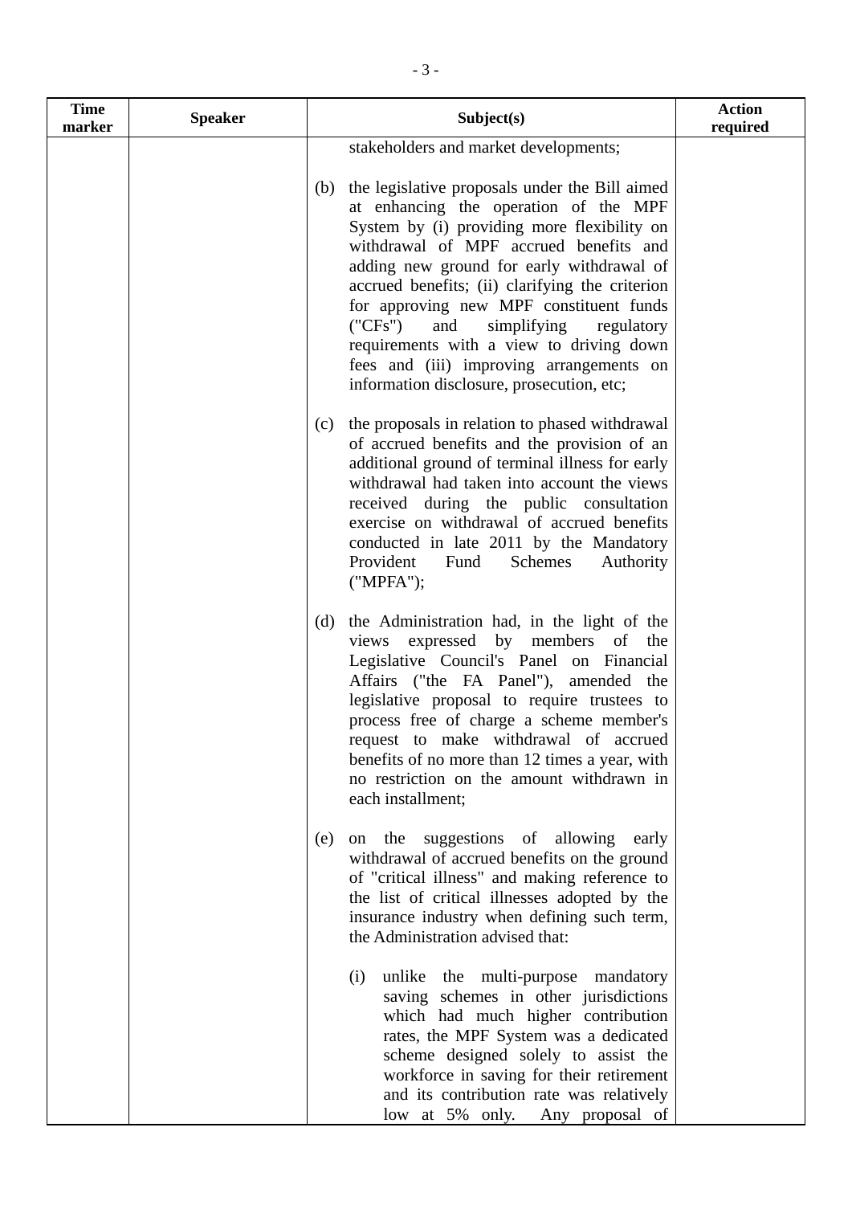| Time marker | Speaker | Subject(s) | Action required |
|---|---|---|---|
| | | stakeholders and market developments;<br><br>(b) the legislative proposals under the Bill aimed at enhancing the operation of the MPF System by (i) providing more flexibility on withdrawal of MPF accrued benefits and adding new ground for early withdrawal of accrued benefits; (ii) clarifying the criterion for approving new MPF constituent funds ("CFs") and simplifying regulatory requirements with a view to driving down fees and (iii) improving arrangements on information disclosure, prosecution, etc;<br><br>(c) the proposals in relation to phased withdrawal of accrued benefits and the provision of an additional ground of terminal illness for early withdrawal had taken into account the views received during the public consultation exercise on withdrawal of accrued benefits conducted in late 2011 by the Mandatory Provident Fund Schemes Authority ("MPFA");<br><br>(d) the Administration had, in the light of the views expressed by members of the Legislative Council's Panel on Financial Affairs ("the FA Panel"), amended the legislative proposal to require trustees to process free of charge a scheme member's request to make withdrawal of accrued benefits of no more than 12 times a year, with no restriction on the amount withdrawn in each installment;<br><br>(e) on the suggestions of allowing early withdrawal of accrued benefits on the ground of "critical illness" and making reference to the list of critical illnesses adopted by the insurance industry when defining such term, the Administration advised that:<br><br>(i) unlike the multi-purpose mandatory saving schemes in other jurisdictions which had much higher contribution rates, the MPF System was a dedicated scheme designed solely to assist the workforce in saving for their retirement and its contribution rate was relatively low at 5% only. Any proposal of | |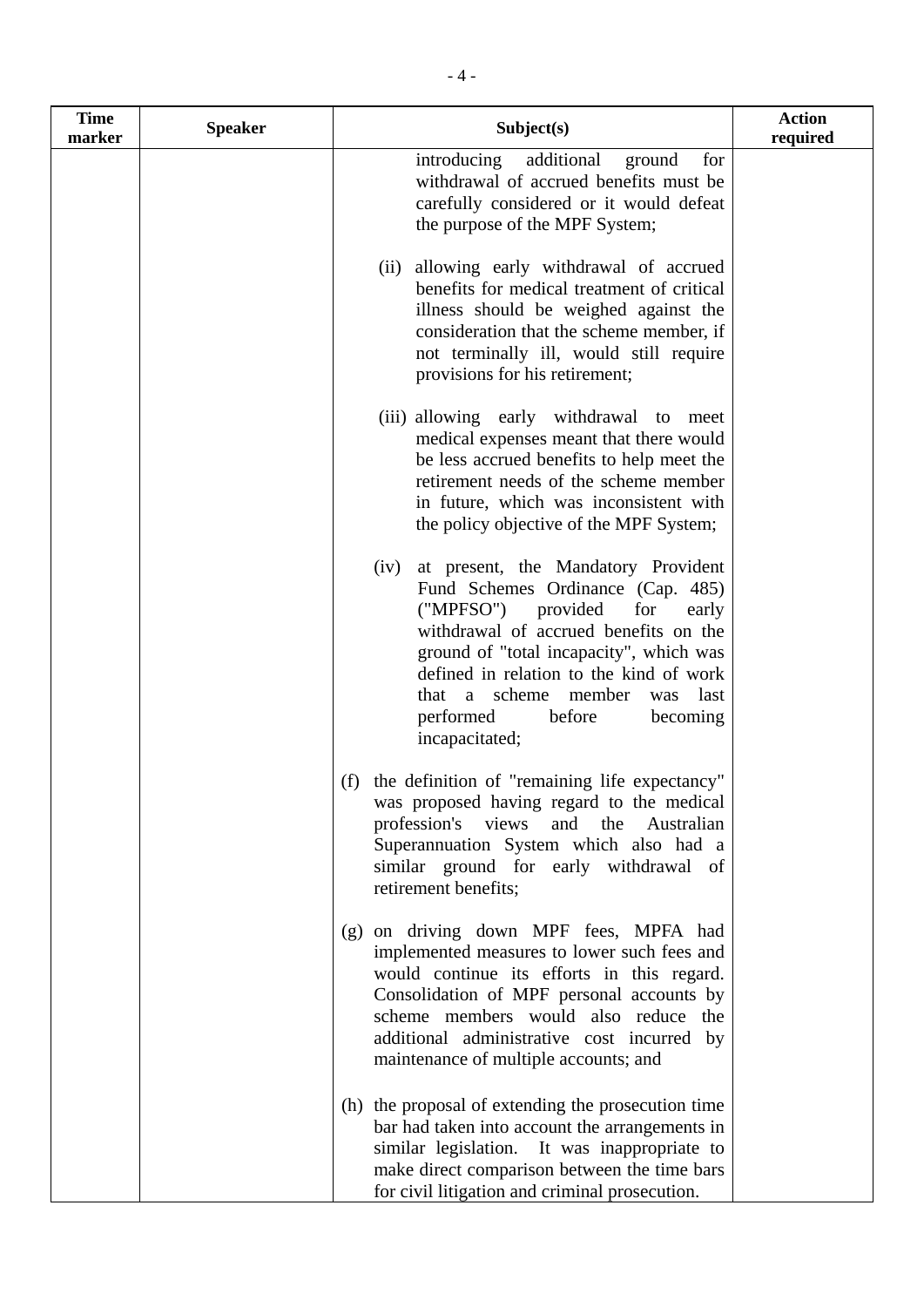| Time marker | Speaker | Subject(s) | Action required |
|---|---|---|---|
| | | introducing additional ground for withdrawal of accrued benefits must be carefully considered or it would defeat the purpose of the MPF System;<br><br>(ii) allowing early withdrawal of accrued benefits for medical treatment of critical illness should be weighed against the consideration that the scheme member, if not terminally ill, would still require provisions for his retirement;<br><br>(iii) allowing early withdrawal to meet medical expenses meant that there would be less accrued benefits to help meet the retirement needs of the scheme member in future, which was inconsistent with the policy objective of the MPF System;<br><br>(iv) at present, the Mandatory Provident Fund Schemes Ordinance (Cap. 485) ("MPFSO") provided for early withdrawal of accrued benefits on the ground of "total incapacity", which was defined in relation to the kind of work that a scheme member was last performed before becoming incapacitated;<br><br>(f) the definition of "remaining life expectancy" was proposed having regard to the medical profession's views and the Australian Superannuation System which also had a similar ground for early withdrawal of retirement benefits;<br><br>(g) on driving down MPF fees, MPFA had implemented measures to lower such fees and would continue its efforts in this regard. Consolidation of MPF personal accounts by scheme members would also reduce the additional administrative cost incurred by maintenance of multiple accounts; and<br><br>(h) the proposal of extending the prosecution time bar had taken into account the arrangements in similar legislation. It was inappropriate to make direct comparison between the time bars for civil litigation and criminal prosecution. | |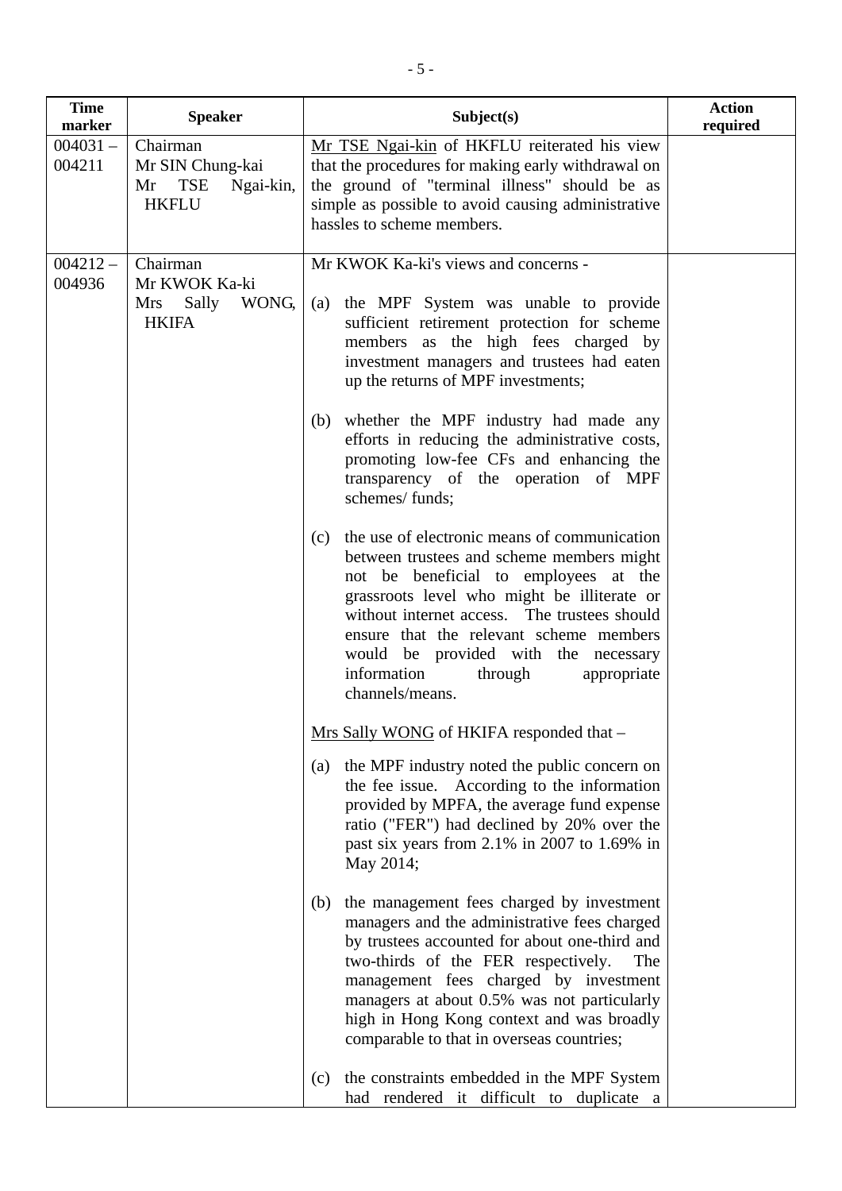| Time marker | Speaker | Subject(s) | Action required |
| --- | --- | --- | --- |
| 004031 – 004211 | Chairman<br>Mr SIN Chung-kai<br>Mr TSE Ngai-kin, HKFLU | Mr TSE Ngai-kin of HKFLU reiterated his view that the procedures for making early withdrawal on the ground of "terminal illness" should be as simple as possible to avoid causing administrative hassles to scheme members. | |
| 004212 – 004936 | Chairman<br>Mr KWOK Ka-ki<br>Mrs Sally WONG, HKIFA | Mr KWOK Ka-ki's views and concerns -<br><br>(a) the MPF System was unable to provide sufficient retirement protection for scheme members as the high fees charged by investment managers and trustees had eaten up the returns of MPF investments;<br><br>(b) whether the MPF industry had made any efforts in reducing the administrative costs, promoting low-fee CFs and enhancing the transparency of the operation of MPF schemes/ funds;<br><br>(c) the use of electronic means of communication between trustees and scheme members might not be beneficial to employees at the grassroots level who might be illiterate or without internet access. The trustees should ensure that the relevant scheme members would be provided with the necessary information through appropriate channels/means.<br><br>Mrs Sally WONG of HKIFA responded that –<br><br>(a) the MPF industry noted the public concern on the fee issue. According to the information provided by MPFA, the average fund expense ratio ("FER") had declined by 20% over the past six years from 2.1% in 2007 to 1.69% in May 2014;<br><br>(b) the management fees charged by investment managers and the administrative fees charged by trustees accounted for about one-third and two-thirds of the FER respectively. The management fees charged by investment managers at about 0.5% was not particularly high in Hong Kong context and was broadly comparable to that in overseas countries;<br><br>(c) the constraints embedded in the MPF System had rendered it difficult to duplicate a | |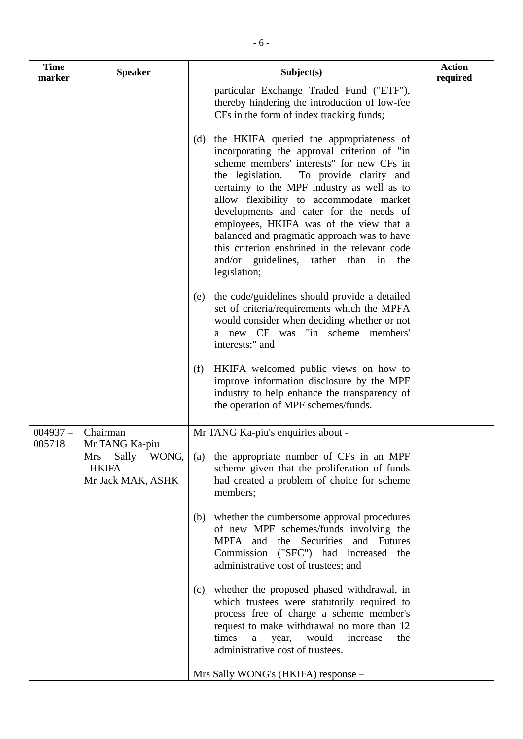| Time marker | Speaker | Subject(s) | Action required |
|---|---|---|---|
| | | particular Exchange Traded Fund ("ETF"), thereby hindering the introduction of low-fee CFs in the form of index tracking funds;<br><br>(d) the HKIFA queried the appropriateness of incorporating the approval criterion of "in scheme members' interests" for new CFs in the legislation. To provide clarity and certainty to the MPF industry as well as to allow flexibility to accommodate market developments and cater for the needs of employees, HKIFA was of the view that a balanced and pragmatic approach was to have this criterion enshrined in the relevant code and/or guidelines, rather than in the legislation;<br><br>(e) the code/guidelines should provide a detailed set of criteria/requirements which the MPFA would consider when deciding whether or not a new CF was "in scheme members' interests;" and<br><br>(f) HKIFA welcomed public views on how to improve information disclosure by the MPF industry to help enhance the transparency of the operation of MPF schemes/funds. | |
| 004937 – 005718 | Chairman<br>Mr TANG Ka-piu<br>Mrs Sally WONG, HKIFA<br>Mr Jack MAK, ASHK | Mr TANG Ka-piu's enquiries about -<br><br>(a) the appropriate number of CFs in an MPF scheme given that the proliferation of funds had created a problem of choice for scheme members;<br><br>(b) whether the cumbersome approval procedures of new MPF schemes/funds involving the MPFA and the Securities and Futures Commission ("SFC") had increased the administrative cost of trustees; and<br><br>(c) whether the proposed phased withdrawal, in which trustees were statutorily required to process free of charge a scheme member's request to make withdrawal no more than 12 times a year, would increase the administrative cost of trustees.<br><br>Mrs Sally WONG's (HKIFA) response – | |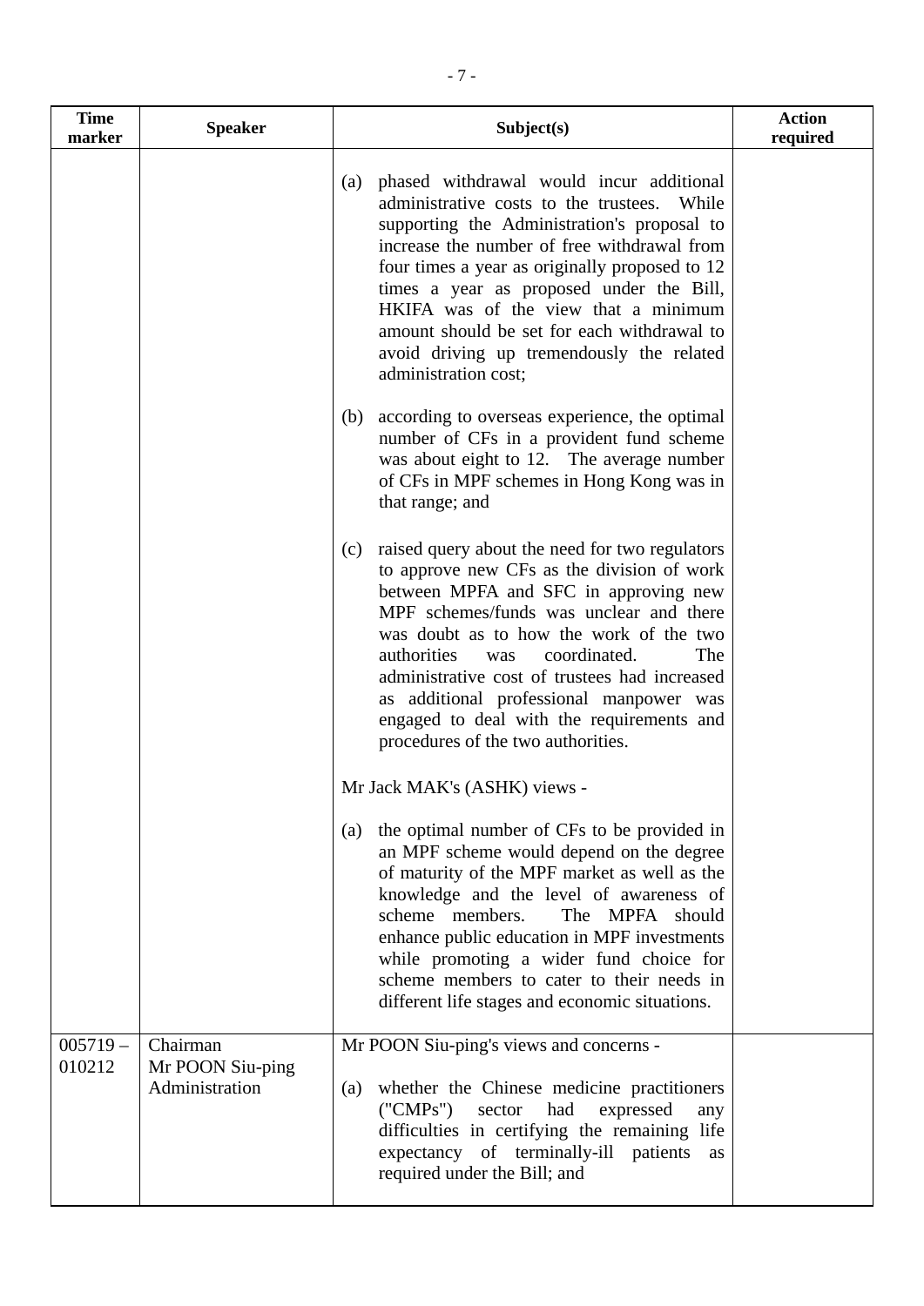| Time marker | Speaker | Subject(s) | Action required |
|---|---|---|---|
| | | (a) phased withdrawal would incur additional administrative costs to the trustees. While supporting the Administration's proposal to increase the number of free withdrawal from four times a year as originally proposed to 12 times a year as proposed under the Bill, HKIFA was of the view that a minimum amount should be set for each withdrawal to avoid driving up tremendously the related administration cost;<br><br>(b) according to overseas experience, the optimal number of CFs in a provident fund scheme was about eight to 12. The average number of CFs in MPF schemes in Hong Kong was in that range; and<br><br>(c) raised query about the need for two regulators to approve new CFs as the division of work between MPFA and SFC in approving new MPF schemes/funds was unclear and there was doubt as to how the work of the two authorities was coordinated. The administrative cost of trustees had increased as additional professional manpower was engaged to deal with the requirements and procedures of the two authorities.<br><br>Mr Jack MAK's (ASHK) views -<br><br>(a) the optimal number of CFs to be provided in an MPF scheme would depend on the degree of maturity of the MPF market as well as the knowledge and the level of awareness of scheme members. The MPFA should enhance public education in MPF investments while promoting a wider fund choice for scheme members to cater to their needs in different life stages and economic situations. | |
| 005719 – 010212 | Chairman<br>Mr POON Siu-ping<br>Administration | Mr POON Siu-ping's views and concerns -<br><br>(a) whether the Chinese medicine practitioners ("CMPs") sector had expressed any difficulties in certifying the remaining life expectancy of terminally-ill patients as required under the Bill; and | |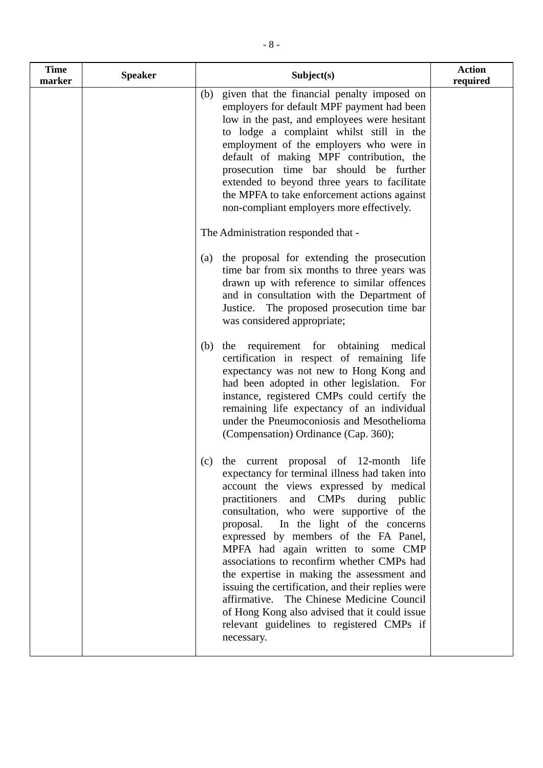| Time marker | Speaker | Subject(s) | Action required |
|---|---|---|---|
| | | (b) given that the financial penalty imposed on employers for default MPF payment had been low in the past, and employees were hesitant to lodge a complaint whilst still in the employment of the employers who were in default of making MPF contribution, the prosecution time bar should be further extended to beyond three years to facilitate the MPFA to take enforcement actions against non-compliant employers more effectively.<br><br>The Administration responded that -<br><br>(a) the proposal for extending the prosecution time bar from six months to three years was drawn up with reference to similar offences and in consultation with the Department of Justice. The proposed prosecution time bar was considered appropriate;<br><br>(b) the requirement for obtaining medical certification in respect of remaining life expectancy was not new to Hong Kong and had been adopted in other legislation. For instance, registered CMPs could certify the remaining life expectancy of an individual under the Pneumoconiosis and Mesothelioma (Compensation) Ordinance (Cap. 360);<br><br>(c) the current proposal of 12-month life expectancy for terminal illness had taken into account the views expressed by medical practitioners and CMPs during public consultation, who were supportive of the proposal. In the light of the concerns expressed by members of the FA Panel, MPFA had again written to some CMP associations to reconfirm whether CMPs had the expertise in making the assessment and issuing the certification, and their replies were affirmative. The Chinese Medicine Council of Hong Kong also advised that it could issue relevant guidelines to registered CMPs if necessary. | |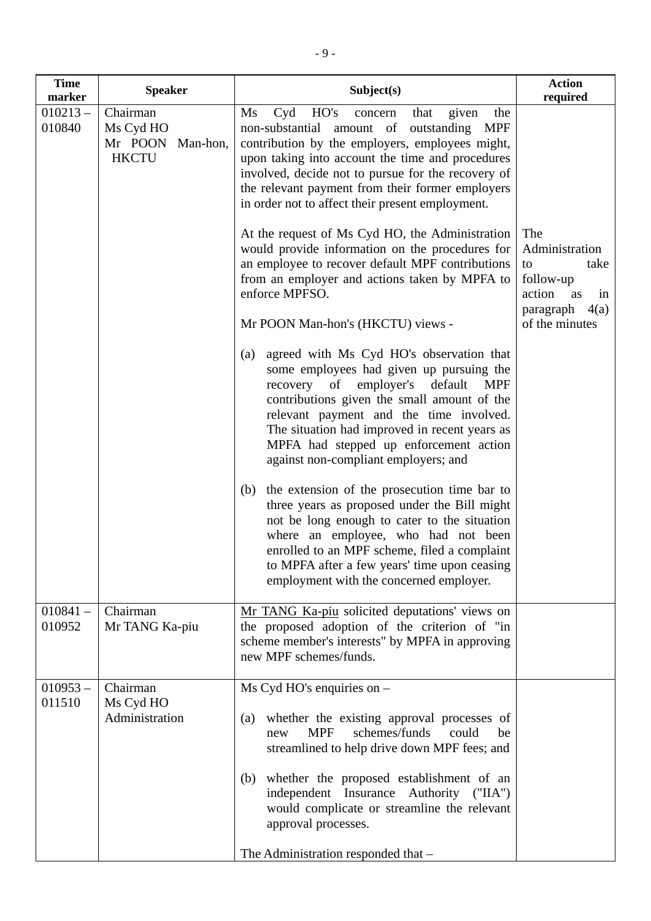| Time marker | Speaker | Subject(s) | Action required |
|---|---|---|---|
| 010213 – 010840 | Chairman<br>Ms Cyd HO<br>Mr POON Man-hon, HKCTU | Ms Cyd HO's concern that given the non-substantial amount of outstanding MPF contribution by the employers, employees might, upon taking into account the time and procedures involved, decide not to pursue for the recovery of the relevant payment from their former employers in order not to affect their present employment.<br><br>At the request of Ms Cyd HO, the Administration would provide information on the procedures for an employee to recover default MPF contributions from an employer and actions taken by MPFA to enforce MPFSO.<br><br>Mr POON Man-hon's (HKCTU) views -<br><br>(a) agreed with Ms Cyd HO's observation that some employees had given up pursuing the recovery of employer's default MPF contributions given the small amount of the relevant payment and the time involved. The situation had improved in recent years as MPFA had stepped up enforcement action against non-compliant employers; and<br><br>(b) the extension of the prosecution time bar to three years as proposed under the Bill might not be long enough to cater to the situation where an employee, who had not been enrolled to an MPF scheme, filed a complaint to MPFA after a few years' time upon ceasing employment with the concerned employer. | The Administration to take follow-up action as in paragraph 4(a) of the minutes |
| 010841 – 010952 | Chairman<br>Mr TANG Ka-piu | Mr TANG Ka-piu solicited deputations' views on the proposed adoption of the criterion of "in scheme member's interests" by MPFA in approving new MPF schemes/funds. | |
| 010953 – 011510 | Chairman<br>Ms Cyd HO<br>Administration | Ms Cyd HO's enquiries on –<br><br>(a) whether the existing approval processes of new MPF schemes/funds could be streamlined to help drive down MPF fees; and<br><br>(b) whether the proposed establishment of an independent Insurance Authority ("IIA") would complicate or streamline the relevant approval processes.<br><br>The Administration responded that – | |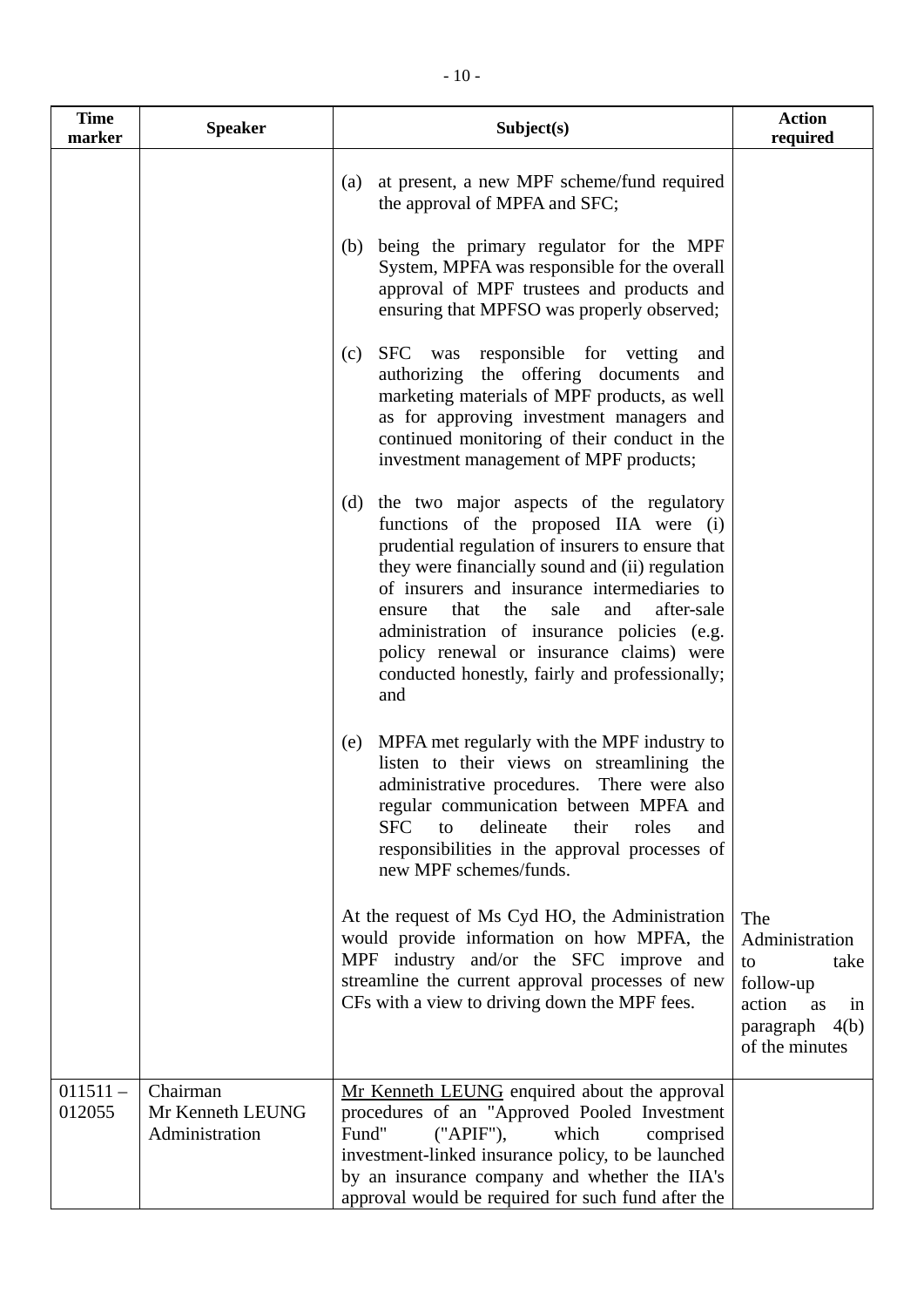| Time marker | Speaker | Subject(s) | Action required |
|---|---|---|---|
| | | (a) at present, a new MPF scheme/fund required the approval of MPFA and SFC;<br><br>(b) being the primary regulator for the MPF System, MPFA was responsible for the overall approval of MPF trustees and products and ensuring that MPFSO was properly observed;<br><br>(c) SFC was responsible for vetting and authorizing the offering documents and marketing materials of MPF products, as well as for approving investment managers and continued monitoring of their conduct in the investment management of MPF products;<br><br>(d) the two major aspects of the regulatory functions of the proposed IIA were (i) prudential regulation of insurers to ensure that they were financially sound and (ii) regulation of insurers and insurance intermediaries to ensure that the sale and after-sale administration of insurance policies (e.g. policy renewal or insurance claims) were conducted honestly, fairly and professionally; and<br><br>(e) MPFA met regularly with the MPF industry to listen to their views on streamlining the administrative procedures. There were also regular communication between MPFA and SFC to delineate their roles and responsibilities in the approval processes of new MPF schemes/funds.<br><br>At the request of Ms Cyd HO, the Administration would provide information on how MPFA, the MPF industry and/or the SFC improve and streamline the current approval processes of new CFs with a view to driving down the MPF fees. | The Administration to take follow-up action as in paragraph 4(b) of the minutes |
| 011511 – 012055 | Chairman<br>Mr Kenneth LEUNG<br>Administration | Mr Kenneth LEUNG enquired about the approval procedures of an "Approved Pooled Investment Fund" ("APIF"), which comprised investment-linked insurance policy, to be launched by an insurance company and whether the IIA's approval would be required for such fund after the | |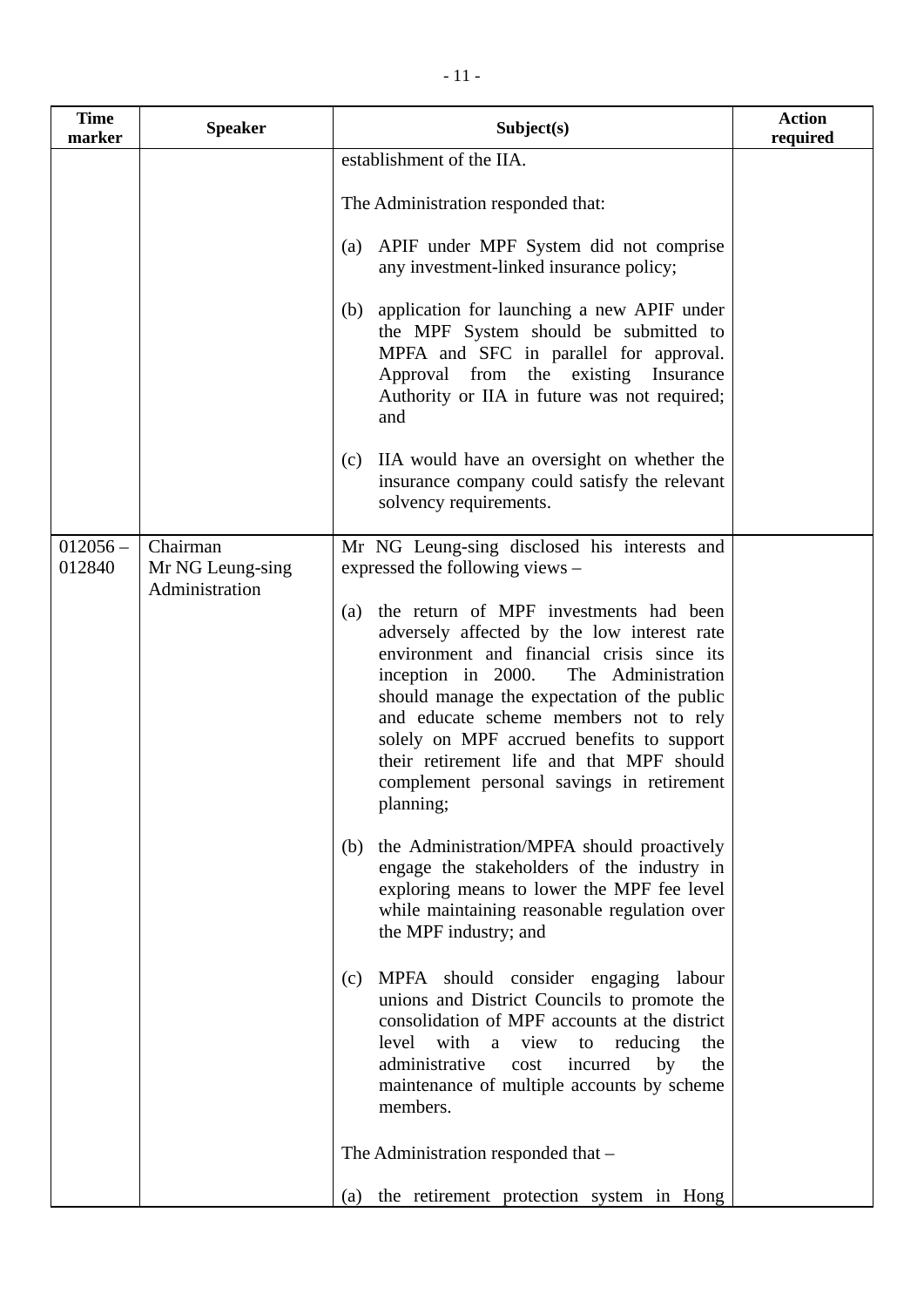| Time marker | Speaker | Subject(s) | Action required |
|---|---|---|---|
| | | establishment of the IIA.<br><br>The Administration responded that:<br><br>(a) APIF under MPF System did not comprise any investment-linked insurance policy;<br><br>(b) application for launching a new APIF under the MPF System should be submitted to MPFA and SFC in parallel for approval. Approval from the existing Insurance Authority or IIA in future was not required; and<br><br>(c) IIA would have an oversight on whether the insurance company could satisfy the relevant solvency requirements. | |
| 012056 – 012840 | Chairman<br>Mr NG Leung-sing<br>Administration | Mr NG Leung-sing disclosed his interests and expressed the following views –<br><br>(a) the return of MPF investments had been adversely affected by the low interest rate environment and financial crisis since its inception in 2000. The Administration should manage the expectation of the public and educate scheme members not to rely solely on MPF accrued benefits to support their retirement life and that MPF should complement personal savings in retirement planning;<br><br>(b) the Administration/MPFA should proactively engage the stakeholders of the industry in exploring means to lower the MPF fee level while maintaining reasonable regulation over the MPF industry; and<br><br>(c) MPFA should consider engaging labour unions and District Councils to promote the consolidation of MPF accounts at the district level with a view to reducing the administrative cost incurred by the maintenance of multiple accounts by scheme members.<br><br>The Administration responded that –<br><br>(a) the retirement protection system in Hong | |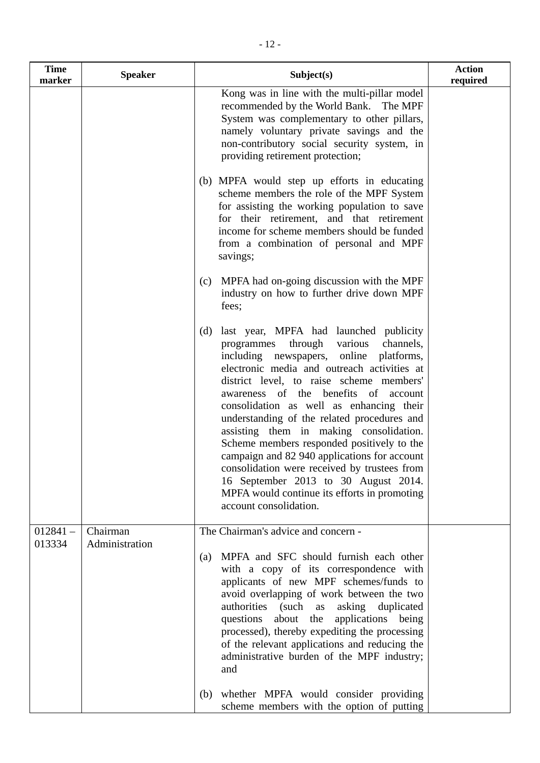| Time marker | Speaker | Subject(s) | Action required |
|---|---|---|---|
| | | Kong was in line with the multi-pillar model recommended by the World Bank. The MPF System was complementary to other pillars, namely voluntary private savings and the non-contributory social security system, in providing retirement protection;<br><br>(b) MPFA would step up efforts in educating scheme members the role of the MPF System for assisting the working population to save for their retirement, and that retirement income for scheme members should be funded from a combination of personal and MPF savings;<br><br>(c) MPFA had on-going discussion with the MPF industry on how to further drive down MPF fees;<br><br>(d) last year, MPFA had launched publicity programmes through various channels, including newspapers, online platforms, electronic media and outreach activities at district level, to raise scheme members' awareness of the benefits of account consolidation as well as enhancing their understanding of the related procedures and assisting them in making consolidation. Scheme members responded positively to the campaign and 82 940 applications for account consolidation were received by trustees from 16 September 2013 to 30 August 2014. MPFA would continue its efforts in promoting account consolidation. | |
| 012841 – 013334 | Chairman<br>Administration | The Chairman's advice and concern -<br><br>(a) MPFA and SFC should furnish each other with a copy of its correspondence with applicants of new MPF schemes/funds to avoid overlapping of work between the two authorities (such as asking duplicated questions about the applications being processed), thereby expediting the processing of the relevant applications and reducing the administrative burden of the MPF industry; and<br><br>(b) whether MPFA would consider providing scheme members with the option of putting | |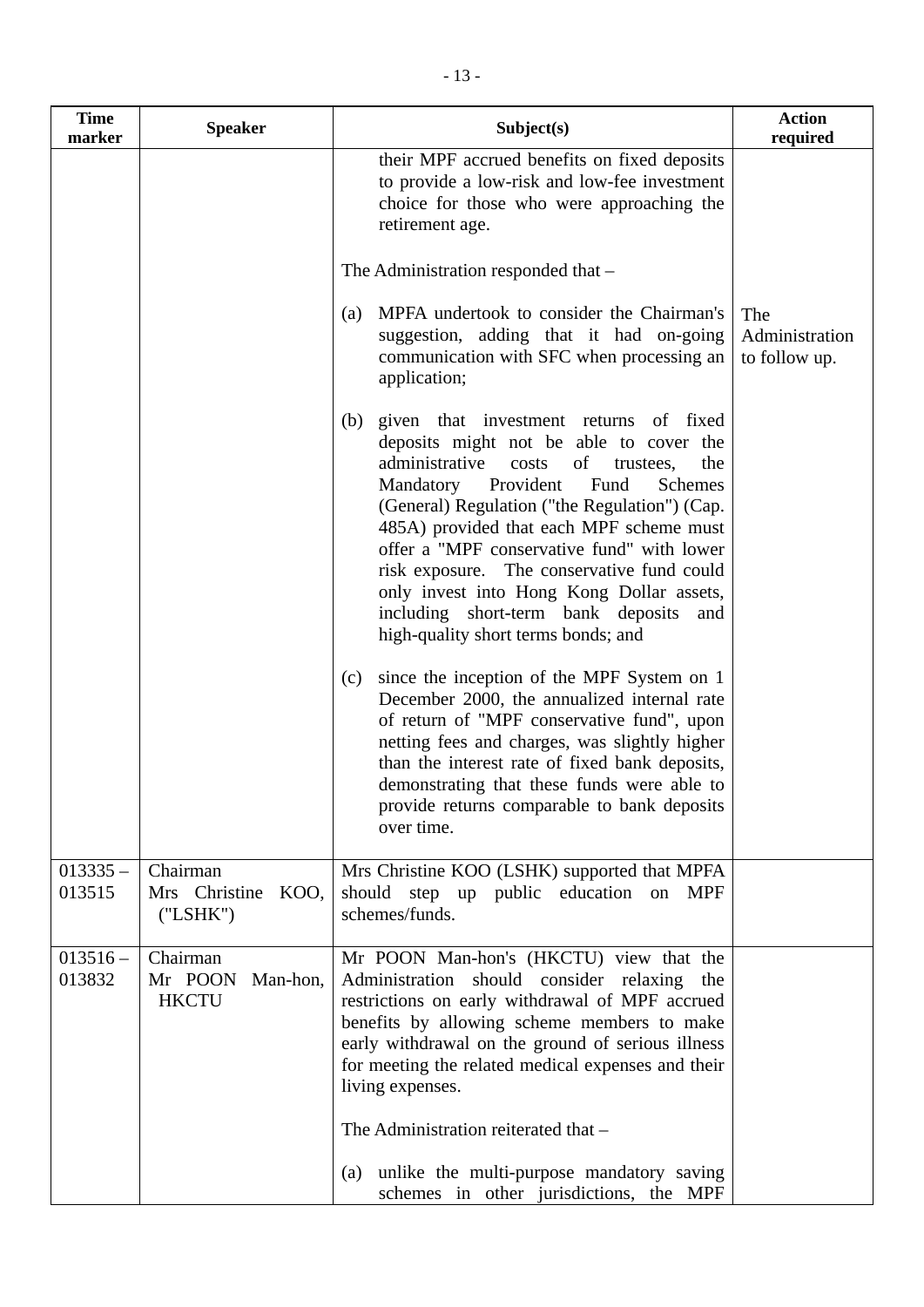| Time marker | Speaker | Subject(s) | Action required |
|---|---|---|---|
| | | their MPF accrued benefits on fixed deposits to provide a low-risk and low-fee investment choice for those who were approaching the retirement age.<br><br>The Administration responded that –<br><br>(a) MPFA undertook to consider the Chairman's suggestion, adding that it had on-going communication with SFC when processing an application;<br><br>(b) given that investment returns of fixed deposits might not be able to cover the administrative costs of trustees, the Mandatory Provident Fund Schemes (General) Regulation ("the Regulation") (Cap. 485A) provided that each MPF scheme must offer a "MPF conservative fund" with lower risk exposure. The conservative fund could only invest into Hong Kong Dollar assets, including short-term bank deposits and high-quality short terms bonds; and<br><br>(c) since the inception of the MPF System on 1 December 2000, the annualized internal rate of return of "MPF conservative fund", upon netting fees and charges, was slightly higher than the interest rate of fixed bank deposits, demonstrating that these funds were able to provide returns comparable to bank deposits over time. | The Administration to follow up. |
| 013335 – 013515 | Chairman<br>Mrs Christine KOO, ("LSHK") | Mrs Christine KOO (LSHK) supported that MPFA should step up public education on MPF schemes/funds. | |
| 013516 – 013832 | Chairman<br>Mr POON Man-hon, HKCTU | Mr POON Man-hon's (HKCTU) view that the Administration should consider relaxing the restrictions on early withdrawal of MPF accrued benefits by allowing scheme members to make early withdrawal on the ground of serious illness for meeting the related medical expenses and their living expenses.<br><br>The Administration reiterated that –<br><br>(a) unlike the multi-purpose mandatory saving schemes in other jurisdictions, the MPF | |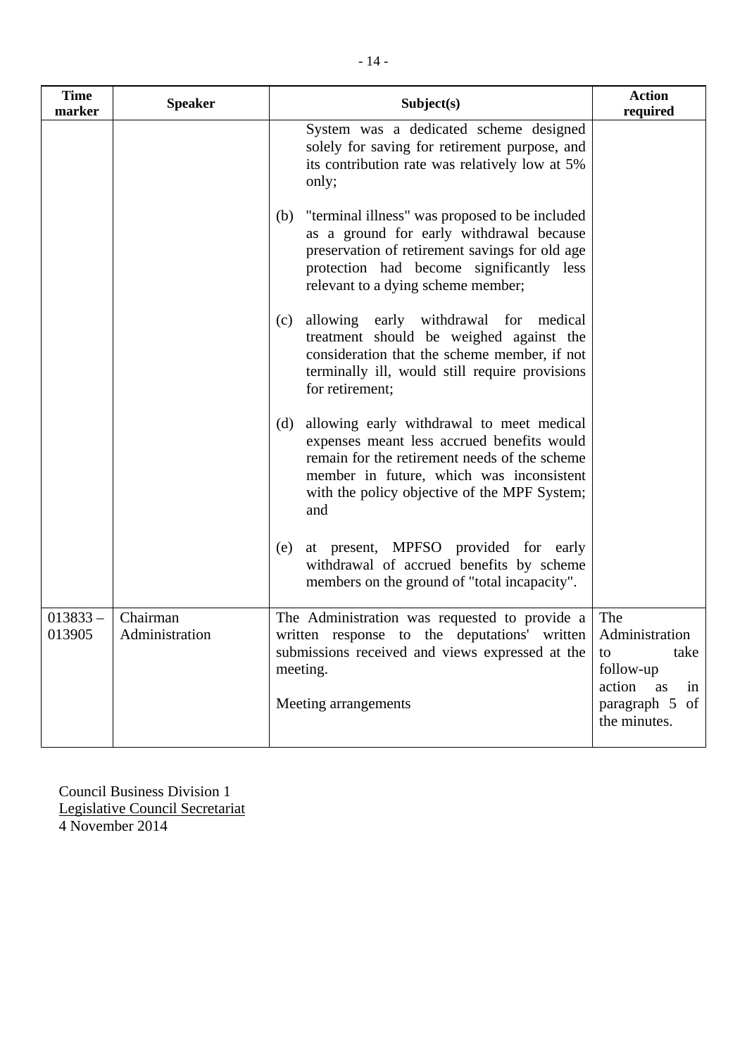| Time marker | Speaker | Subject(s) | Action required |
|---|---|---|---|
| | | System was a dedicated scheme designed solely for saving for retirement purpose, and its contribution rate was relatively low at 5% only;<br><br>(b) "terminal illness" was proposed to be included as a ground for early withdrawal because preservation of retirement savings for old age protection had become significantly less relevant to a dying scheme member;<br><br>(c) allowing early withdrawal for medical treatment should be weighed against the consideration that the scheme member, if not terminally ill, would still require provisions for retirement;<br><br>(d) allowing early withdrawal to meet medical expenses meant less accrued benefits would remain for the retirement needs of the scheme member in future, which was inconsistent with the policy objective of the MPF System; and<br><br>(e) at present, MPFSO provided for early withdrawal of accrued benefits by scheme members on the ground of "total incapacity". | |
| 013833 – 013905 | Chairman<br>Administration | The Administration was requested to provide a written response to the deputations' written submissions received and views expressed at the meeting.<br><br>Meeting arrangements | The Administration to take follow-up action as in paragraph 5 of the minutes. |

Council Business Division 1
Legislative Council Secretariat
4 November 2014